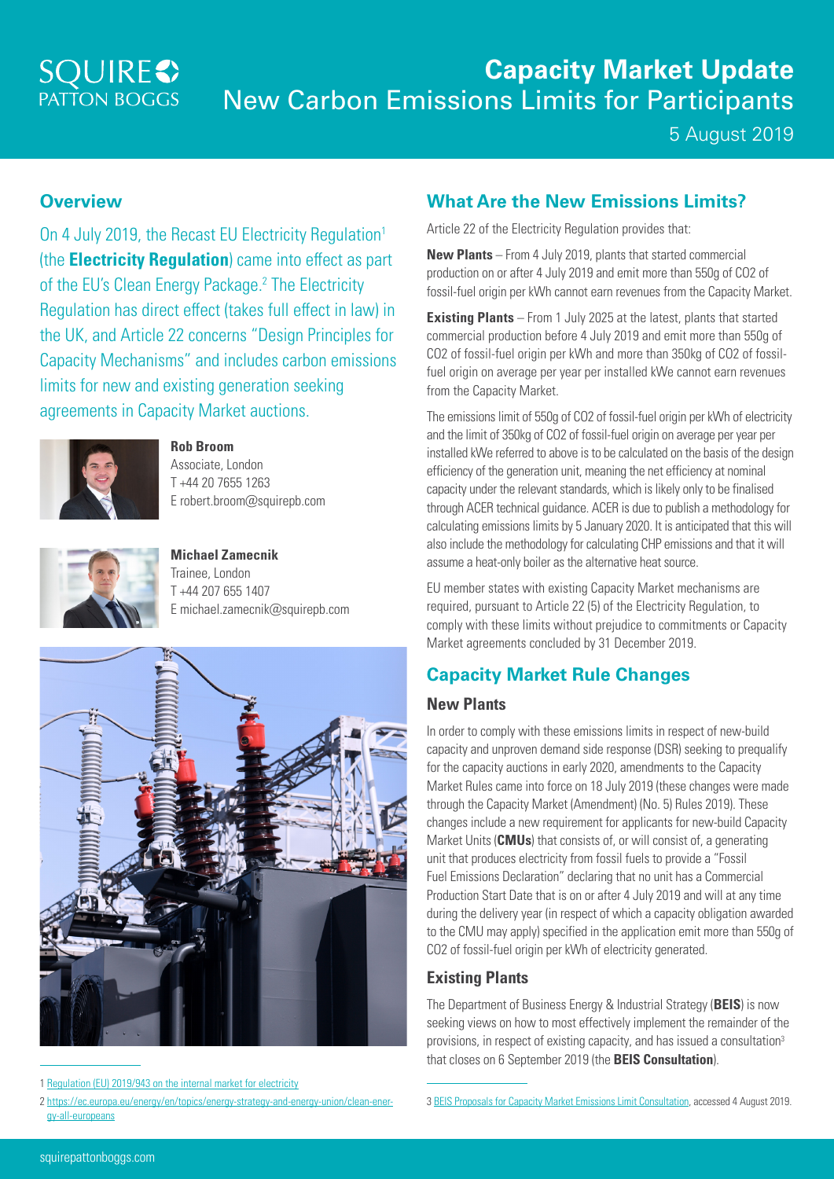# Capacity Market Update
## New Carbon Emissions Limits for Participants

5 August 2019

## Overview

On 4 July 2019, the Recast EU Electricity Regulation[1] (the **Electricity Regulation**) came into effect as part of the EU's Clean Energy Package.[2] The Electricity Regulation has direct effect (takes full effect in law) in the UK, and Article 22 concerns "Design Principles for Capacity Mechanisms" and includes carbon emissions limits for new and existing generation seeking agreements in Capacity Market auctions.

**Rob Broom**
Associate, London
T +44 20 7655 1263
E robert.broom@squirepb.com

**Michael Zamecnik**
Trainee, London
T +44 207 655 1407
E michael.zamecnik@squirepb.com

## What Are the New Emissions Limits?

Article 22 of the Electricity Regulation provides that:

**New Plants** – From 4 July 2019, plants that started commercial production on or after 4 July 2019 and emit more than 550g of $CO_2$ of fossil-fuel origin per kWh cannot earn revenues from the Capacity Market.

**Existing Plants** – From 1 July 2025 at the latest, plants that started commercial production before 4 July 2019 and emit more than 550g of $CO_2$ of fossil-fuel origin per kWh and more than 350kg of $CO_2$ of fossil-fuel origin on average per year per installed kWe cannot earn revenues from the Capacity Market.

The emissions limit of 550g of $CO_2$ of fossil-fuel origin per kWh of electricity and the limit of 350kg of $CO_2$ of fossil-fuel origin on average per year per installed kWe referred to above is to be calculated on the basis of the design efficiency of the generation unit, meaning the net efficiency at nominal capacity under the relevant standards, which is likely only to be finalised through ACER technical guidance. ACER is due to publish a methodology for calculating emissions limits by 5 January 2020. It is anticipated that this will also include the methodology for calculating CHP emissions and that it will assume a heat-only boiler as the alternative heat source.

EU member states with existing Capacity Market mechanisms are required, pursuant to Article 22 (5) of the Electricity Regulation, to comply with these limits without prejudice to commitments or Capacity Market agreements concluded by 31 December 2019.

## Capacity Market Rule Changes

### New Plants

In order to comply with these emissions limits in respect of new-build capacity and unproven demand side response (DSR) seeking to prequalify for the capacity auctions in early 2020, amendments to the Capacity Market Rules came into force on 18 July 2019 (these changes were made through the Capacity Market (Amendment) (No. 5) Rules 2019). These changes include a new requirement for applicants for new-build Capacity Market Units (**CMUs**) that consists of, or will consist of, a generating unit that produces electricity from fossil fuels to provide a "Fossil Fuel Emissions Declaration" declaring that no unit has a Commercial Production Start Date that is on or after 4 July 2019 and will at any time during the delivery year (in respect of which a capacity obligation awarded to the CMU may apply) specified in the application emit more than 550g of $CO_2$ of fossil-fuel origin per kWh of electricity generated.

### Existing Plants

The Department of Business Energy & Industrial Strategy (**BEIS**) is now seeking views on how to most effectively implement the remainder of the provisions, in respect of existing capacity, and has issued a consultation[3] that closes on 6 September 2019 (the **BEIS Consultation**).

---

1 Regulation (EU) 2019/943 on the internal market for electricity

2 https://ec.europa.eu/energy/en/topics/energy-strategy-and-energy-union/clean-energy-all-europeans

3 BEIS Proposals for Capacity Market Emissions Limit Consultation, accessed 4 August 2019.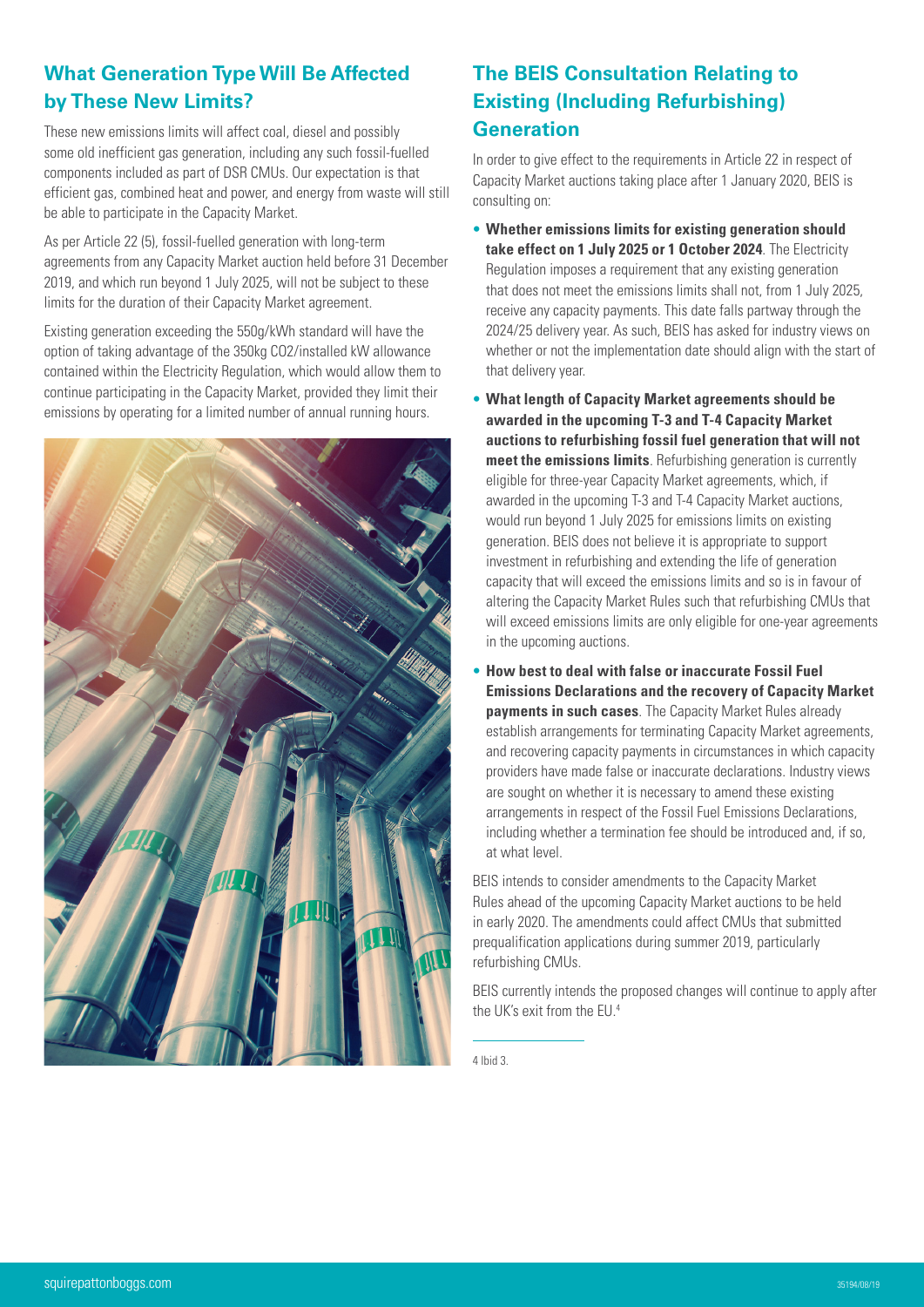## What Generation Type Will Be Affected by These New Limits?

These new emissions limits will affect coal, diesel and possibly some old inefficient gas generation, including any such fossil-fuelled components included as part of DSR CMUs. Our expectation is that efficient gas, combined heat and power, and energy from waste will still be able to participate in the Capacity Market.

As per Article 22 (5), fossil-fuelled generation with long-term agreements from any Capacity Market auction held before 31 December 2019, and which run beyond 1 July 2025, will not be subject to these limits for the duration of their Capacity Market agreement.

Existing generation exceeding the 550g/kWh standard will have the option of taking advantage of the 350kg $CO_2$/installed kW allowance contained within the Electricity Regulation, which would allow them to continue participating in the Capacity Market, provided they limit their emissions by operating for a limited number of annual running hours.

## The BEIS Consultation Relating to Existing (Including Refurbishing) Generation

In order to give effect to the requirements in Article 22 in respect of Capacity Market auctions taking place after 1 January 2020, BEIS is consulting on:

- **Whether emissions limits for existing generation should take effect on 1 July 2025 or 1 October 2024**. The Electricity Regulation imposes a requirement that any existing generation that does not meet the emissions limits shall not, from 1 July 2025, receive any capacity payments. This date falls partway through the 2024/25 delivery year. As such, BEIS has asked for industry views on whether or not the implementation date should align with the start of that delivery year.
- **What length of Capacity Market agreements should be awarded in the upcoming T-3 and T-4 Capacity Market auctions to refurbishing fossil fuel generation that will not meet the emissions limits**. Refurbishing generation is currently eligible for three-year Capacity Market agreements, which, if awarded in the upcoming T-3 and T-4 Capacity Market auctions, would run beyond 1 July 2025 for emissions limits on existing generation. BEIS does not believe it is appropriate to support investment in refurbishing and extending the life of generation capacity that will exceed the emissions limits and so is in favour of altering the Capacity Market Rules such that refurbishing CMUs that will exceed emissions limits are only eligible for one-year agreements in the upcoming auctions.
- **How best to deal with false or inaccurate Fossil Fuel Emissions Declarations and the recovery of Capacity Market payments in such cases**. The Capacity Market Rules already establish arrangements for terminating Capacity Market agreements, and recovering capacity payments in circumstances in which capacity providers have made false or inaccurate declarations. Industry views are sought on whether it is necessary to amend these existing arrangements in respect of the Fossil Fuel Emissions Declarations, including whether a termination fee should be introduced and, if so, at what level.

BEIS intends to consider amendments to the Capacity Market Rules ahead of the upcoming Capacity Market auctions to be held in early 2020. The amendments could affect CMUs that submitted prequalification applications during summer 2019, particularly refurbishing CMUs.

BEIS currently intends the proposed changes will continue to apply after the UK's exit from the EU.[4]

4 Ibid 3.